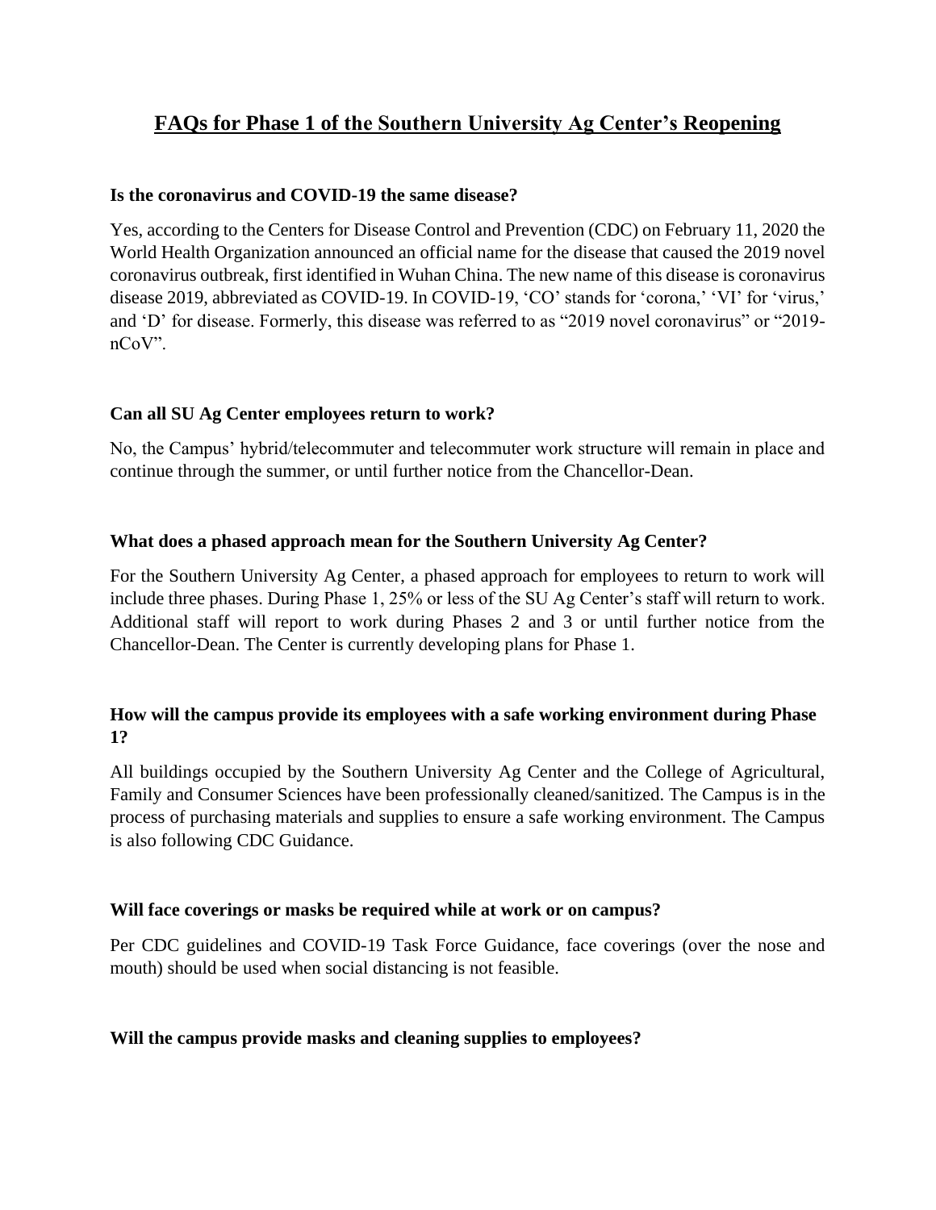# FAQs for Phase 1 of the Southern University Ag Center's Reopening

**Is the coronavirus and COVID-19 the same disease?**

Yes, according to the Centers for Disease Control and Prevention (CDC) on February 11, 2020 the World Health Organization announced an official name for the disease that caused the 2019 novel coronavirus outbreak, first identified in Wuhan China. The new name of this disease is coronavirus disease 2019, abbreviated as COVID-19. In COVID-19, 'CO' stands for 'corona,' 'VI' for 'virus,' and 'D' for disease. Formerly, this disease was referred to as "2019 novel coronavirus" or "2019-nCoV".

**Can all SU Ag Center employees return to work?**

No, the Campus' hybrid/telecommuter and telecommuter work structure will remain in place and continue through the summer, or until further notice from the Chancellor-Dean.

**What does a phased approach mean for the Southern University Ag Center?**

For the Southern University Ag Center, a phased approach for employees to return to work will include three phases. During Phase 1, 25% or less of the SU Ag Center's staff will return to work. Additional staff will report to work during Phases 2 and 3 or until further notice from the Chancellor-Dean. The Center is currently developing plans for Phase 1.

**How will the campus provide its employees with a safe working environment during Phase 1?**

All buildings occupied by the Southern University Ag Center and the College of Agricultural, Family and Consumer Sciences have been professionally cleaned/sanitized. The Campus is in the process of purchasing materials and supplies to ensure a safe working environment. The Campus is also following CDC Guidance.

**Will face coverings or masks be required while at work or on campus?**

Per CDC guidelines and COVID-19 Task Force Guidance, face coverings (over the nose and mouth) should be used when social distancing is not feasible.

**Will the campus provide masks and cleaning supplies to employees?**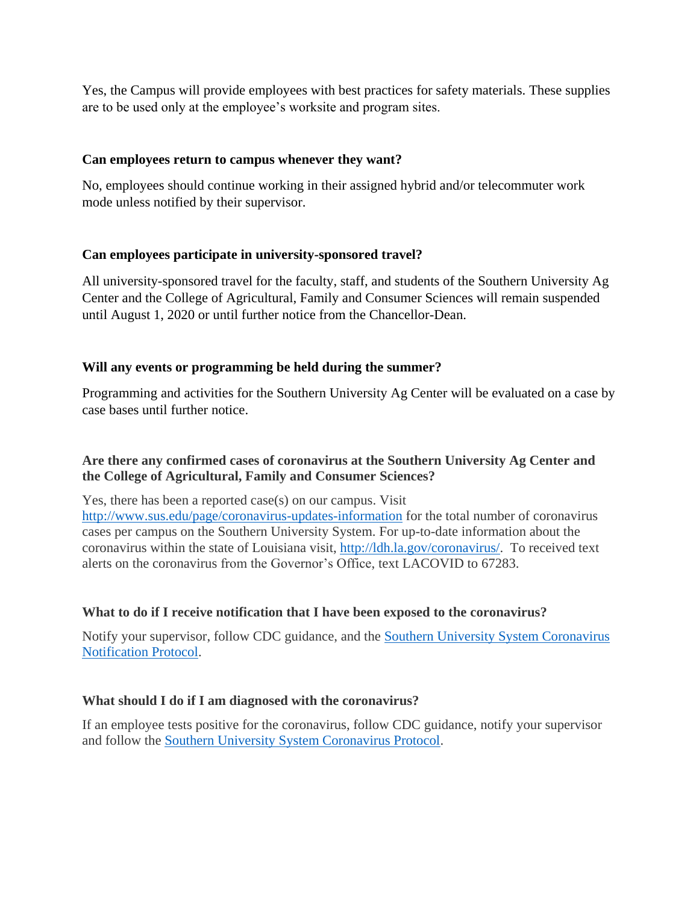Yes, the Campus will provide employees with best practices for safety materials. These supplies are to be used only at the employee's worksite and program sites.

**Can employees return to campus whenever they want?**

No, employees should continue working in their assigned hybrid and/or telecommuter work mode unless notified by their supervisor.

**Can employees participate in university-sponsored travel?**

All university-sponsored travel for the faculty, staff, and students of the Southern University Ag Center and the College of Agricultural, Family and Consumer Sciences will remain suspended until August 1, 2020 or until further notice from the Chancellor-Dean.

**Will any events or programming be held during the summer?**

Programming and activities for the Southern University Ag Center will be evaluated on a case by case bases until further notice.

**Are there any confirmed cases of coronavirus at the Southern University Ag Center and the College of Agricultural, Family and Consumer Sciences?**

Yes, there has been a reported case(s) on our campus. Visit [http://www.sus.edu/page/coronavirus-updates-information](http://www.sus.edu/page/coronavirus-updates-information) for the total number of coronavirus cases per campus on the Southern University System. For up-to-date information about the coronavirus within the state of Louisiana visit, [http://ldh.la.gov/coronavirus/](http://ldh.la.gov/coronavirus/). To received text alerts on the coronavirus from the Governor's Office, text LACOVID to 67283.

**What to do if I receive notification that I have been exposed to the coronavirus?**

Notify your supervisor, follow CDC guidance, and the Southern University System Coronavirus Notification Protocol.

**What should I do if I am diagnosed with the coronavirus?**

If an employee tests positive for the coronavirus, follow CDC guidance, notify your supervisor and follow the Southern University System Coronavirus Protocol.